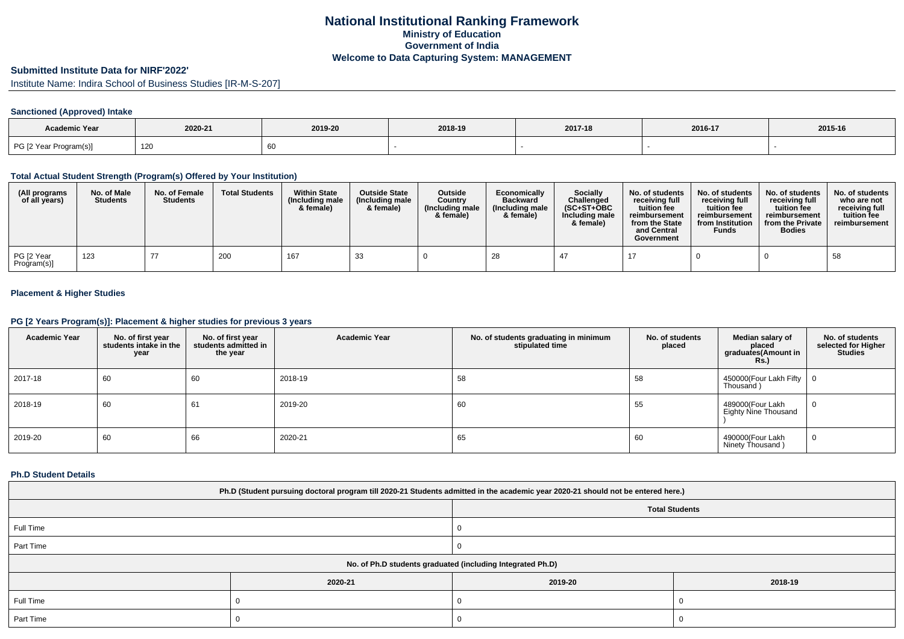# National Institutional Ranking Framework
## Ministry of Education
## Government of India
## Welcome to Data Capturing System: MANAGEMENT

### Submitted Institute Data for NIRF'2022'

Institute Name: Indira School of Business Studies [IR-M-S-207]

#### Sanctioned (Approved) Intake

| Academic Year | 2020-21 | 2019-20 | 2018-19 | 2017-18 | 2016-17 | 2015-16 |
|---|---|---|---|---|---|---|
| PG [2 Year Program(s)] | 120 | 60 | - | - | - | - |

#### Total Actual Student Strength (Program(s) Offered by Your Institution)

| (All programs of all years) | No. of Male Students | No. of Female Students | Total Students | Within State (Including male & female) | Outside State (Including male & female) | Outside Country (Including male & female) | Economically Backward (Including male & female) | Socially Challenged (SC+ST+OBC Including male & female) | No. of students receiving full tuition fee reimbursement from the State and Central Government | No. of students receiving full tuition fee reimbursement from Institution Funds | No. of students receiving full tuition fee reimbursement from the Private Bodies | No. of students who are not receiving full tuition fee reimbursement |
|---|---|---|---|---|---|---|---|---|---|---|---|---|
| PG [2 Year Program(s)] | 123 | 77 | 200 | 167 | 33 | 0 | 28 | 47 | 17 | 0 | 0 | 58 |

#### Placement & Higher Studies

#### PG [2 Years Program(s)]: Placement & higher studies for previous 3 years

| Academic Year | No. of first year students intake in the year | No. of first year students admitted in the year | Academic Year | No. of students graduating in minimum stipulated time | No. of students placed | Median salary of placed graduates(Amount in Rs.) | No. of students selected for Higher Studies |
|---|---|---|---|---|---|---|---|
| 2017-18 | 60 | 60 | 2018-19 | 58 | 58 | 450000(Four Lakh Fifty Thousand ) | 0 |
| 2018-19 | 60 | 61 | 2019-20 | 60 | 55 | 489000(Four Lakh Eighty Nine Thousand ) | 0 |
| 2019-20 | 60 | 66 | 2020-21 | 65 | 60 | 490000(Four Lakh Ninety Thousand ) | 0 |

#### Ph.D Student Details

| Ph.D (Student pursuing doctoral program till 2020-21 Students admitted in the academic year 2020-21 should not be entered here.) | |
|---|---|
| | Total Students |
| Full Time | 0 |
| Part Time | 0 |

| No. of Ph.D students graduated (including Integrated Ph.D) | | | |
|---|---|---|---|
| | 2020-21 | 2019-20 | 2018-19 |
| Full Time | 0 | 0 | 0 |
| Part Time | 0 | 0 | 0 |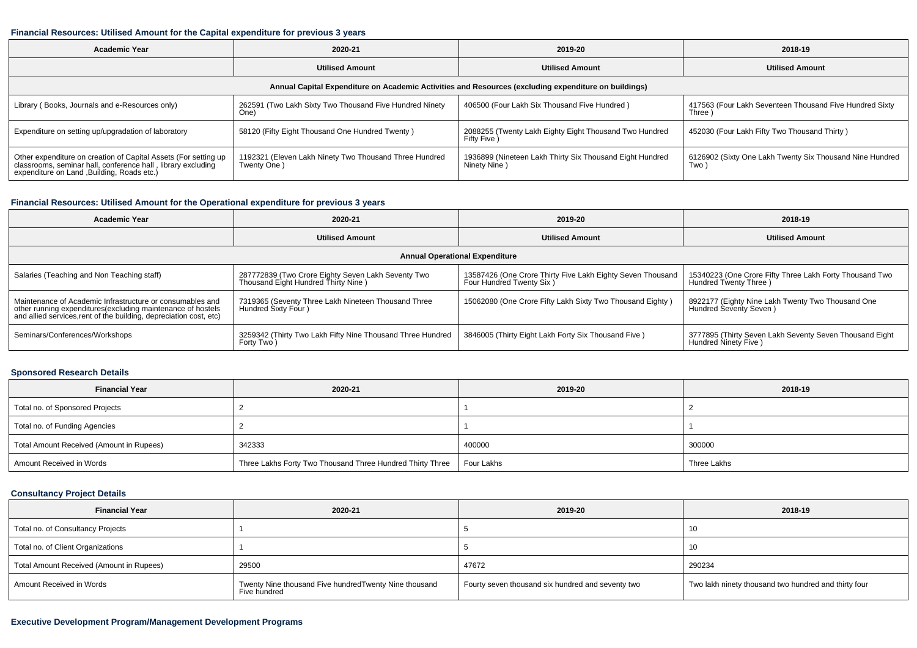### Financial Resources: Utilised Amount for the Capital expenditure for previous 3 years

| Academic Year | 2020-21 | 2019-20 | 2018-19 |
|---|---|---|---|
| | Utilised Amount | Utilised Amount | Utilised Amount |
| Annual Capital Expenditure on Academic Activities and Resources (excluding expenditure on buildings) | | | |
| Library ( Books, Journals and e-Resources only) | 262591 (Two Lakh Sixty Two Thousand Five Hundred Ninety One) | 406500 (Four Lakh Six Thousand Five Hundred ) | 417563 (Four Lakh Seventeen Thousand Five Hundred Sixty Three ) |
| Expenditure on setting up/upgradation of laboratory | 58120 (Fifty Eight Thousand One Hundred Twenty ) | 2088255 (Twenty Lakh Eighty Eight Thousand Two Hundred Fifty Five ) | 452030 (Four Lakh Fifty Two Thousand Thirty ) |
| Other expenditure on creation of Capital Assets (For setting up classrooms, seminar hall, conference hall , library excluding expenditure on Land ,Building, Roads etc.) | 1192321 (Eleven Lakh Ninety Two Thousand Three Hundred Twenty One ) | 1936899 (Nineteen Lakh Thirty Six Thousand Eight Hundred Ninety Nine ) | 6126902 (Sixty One Lakh Twenty Six Thousand Nine Hundred Two ) |

### Financial Resources: Utilised Amount for the Operational expenditure for previous 3 years

| Academic Year | 2020-21 | 2019-20 | 2018-19 |
|---|---|---|---|
| | Utilised Amount | Utilised Amount | Utilised Amount |
| Annual Operational Expenditure | | | |
| Salaries (Teaching and Non Teaching staff) | 287772839 (Two Crore Eighty Seven Lakh Seventy Two Thousand Eight Hundred Thirty Nine ) | 13587426 (One Crore Thirty Five Lakh Eighty Seven Thousand Four Hundred Twenty Six ) | 15340223 (One Crore Fifty Three Lakh Forty Thousand Two Hundred Twenty Three ) |
| Maintenance of Academic Infrastructure or consumables and other running expenditures(excluding maintenance of hostels and allied services,rent of the building, depreciation cost, etc) | 7319365 (Seventy Three Lakh Nineteen Thousand Three Hundred Sixty Four ) | 15062080 (One Crore Fifty Lakh Sixty Two Thousand Eighty ) | 8922177 (Eighty Nine Lakh Twenty Two Thousand One Hundred Seventy Seven ) |
| Seminars/Conferences/Workshops | 3259342 (Thirty Two Lakh Fifty Nine Thousand Three Hundred Forty Two ) | 3846005 (Thirty Eight Lakh Forty Six Thousand Five ) | 3777895 (Thirty Seven Lakh Seventy Seven Thousand Eight Hundred Ninety Five ) |

### Sponsored Research Details

| Financial Year | 2020-21 | 2019-20 | 2018-19 |
|---|---|---|---|
| Total no. of Sponsored Projects | 2 | 1 | 2 |
| Total no. of Funding Agencies | 2 | 1 | 1 |
| Total Amount Received (Amount in Rupees) | 342333 | 400000 | 300000 |
| Amount Received in Words | Three Lakhs Forty Two Thousand Three Hundred Thirty Three | Four Lakhs | Three Lakhs |

### Consultancy Project Details

| Financial Year | 2020-21 | 2019-20 | 2018-19 |
|---|---|---|---|
| Total no. of Consultancy Projects | 1 | 5 | 10 |
| Total no. of Client Organizations | 1 | 5 | 10 |
| Total Amount Received (Amount in Rupees) | 29500 | 47672 | 290234 |
| Amount Received in Words | Twenty Nine thousand Five hundredTwenty Nine thousand Five hundred | Fourty seven thousand six hundred and seventy two | Two lakh ninety thousand two hundred and thirty four |

### Executive Development Program/Management Development Programs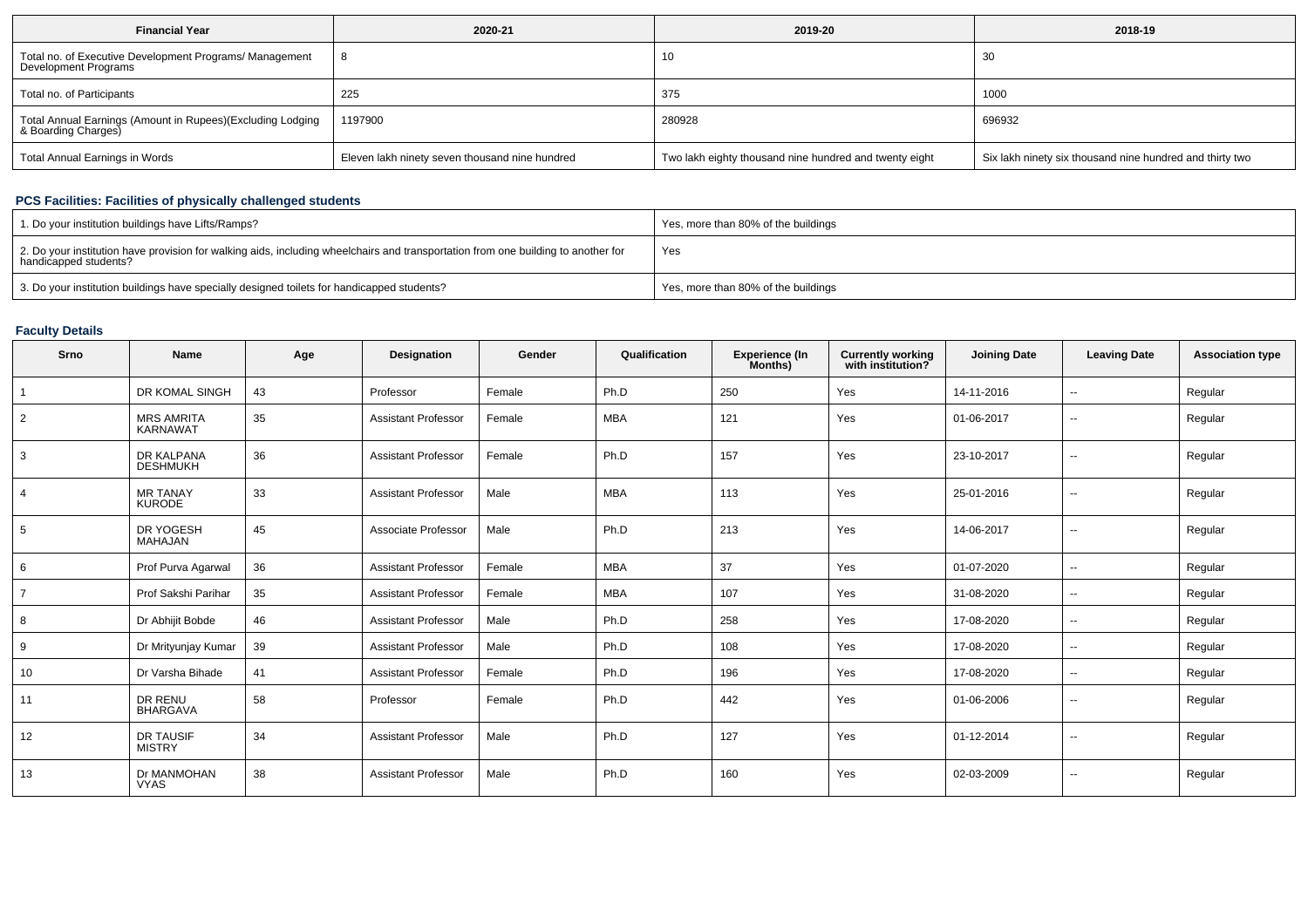| Financial Year | 2020-21 | 2019-20 | 2018-19 |
|---|---|---|---|
| Total no. of Executive Development Programs/ Management Development Programs | 8 | 10 | 30 |
| Total no. of Participants | 225 | 375 | 1000 |
| Total Annual Earnings (Amount in Rupees)(Excluding Lodging & Boarding Charges) | 1197900 | 280928 | 696932 |
| Total Annual Earnings in Words | Eleven lakh ninety seven thousand nine hundred | Two lakh eighty thousand nine hundred and twenty eight | Six lakh ninety six thousand nine hundred and thirty two |

### PCS Facilities: Facilities of physically challenged students

| | |
|---|---|
| 1. Do your institution buildings have Lifts/Ramps? | Yes, more than 80% of the buildings |
| 2. Do your institution have provision for walking aids, including wheelchairs and transportation from one building to another for handicapped students? | Yes |
| 3. Do your institution buildings have specially designed toilets for handicapped students? | Yes, more than 80% of the buildings |

### Faculty Details

| Srno | Name | Age | Designation | Gender | Qualification | Experience (In Months) | Currently working with institution? | Joining Date | Leaving Date | Association type |
|---|---|---|---|---|---|---|---|---|---|---|
| 1 | DR KOMAL SINGH | 43 | Professor | Female | Ph.D | 250 | Yes | 14-11-2016 | -- | Regular |
| 2 | MRS AMRITA KARNAWAT | 35 | Assistant Professor | Female | MBA | 121 | Yes | 01-06-2017 | -- | Regular |
| 3 | DR KALPANA DESHMUKH | 36 | Assistant Professor | Female | Ph.D | 157 | Yes | 23-10-2017 | -- | Regular |
| 4 | MR TANAY KURODE | 33 | Assistant Professor | Male | MBA | 113 | Yes | 25-01-2016 | -- | Regular |
| 5 | DR YOGESH MAHAJAN | 45 | Associate Professor | Male | Ph.D | 213 | Yes | 14-06-2017 | -- | Regular |
| 6 | Prof Purva Agarwal | 36 | Assistant Professor | Female | MBA | 37 | Yes | 01-07-2020 | -- | Regular |
| 7 | Prof Sakshi Parihar | 35 | Assistant Professor | Female | MBA | 107 | Yes | 31-08-2020 | -- | Regular |
| 8 | Dr Abhijit Bobde | 46 | Assistant Professor | Male | Ph.D | 258 | Yes | 17-08-2020 | -- | Regular |
| 9 | Dr Mrityunjay Kumar | 39 | Assistant Professor | Male | Ph.D | 108 | Yes | 17-08-2020 | -- | Regular |
| 10 | Dr Varsha Bihade | 41 | Assistant Professor | Female | Ph.D | 196 | Yes | 17-08-2020 | -- | Regular |
| 11 | DR RENU BHARGAVA | 58 | Professor | Female | Ph.D | 442 | Yes | 01-06-2006 | -- | Regular |
| 12 | DR TAUSIF MISTRY | 34 | Assistant Professor | Male | Ph.D | 127 | Yes | 01-12-2014 | -- | Regular |
| 13 | Dr MANMOHAN VYAS | 38 | Assistant Professor | Male | Ph.D | 160 | Yes | 02-03-2009 | -- | Regular |